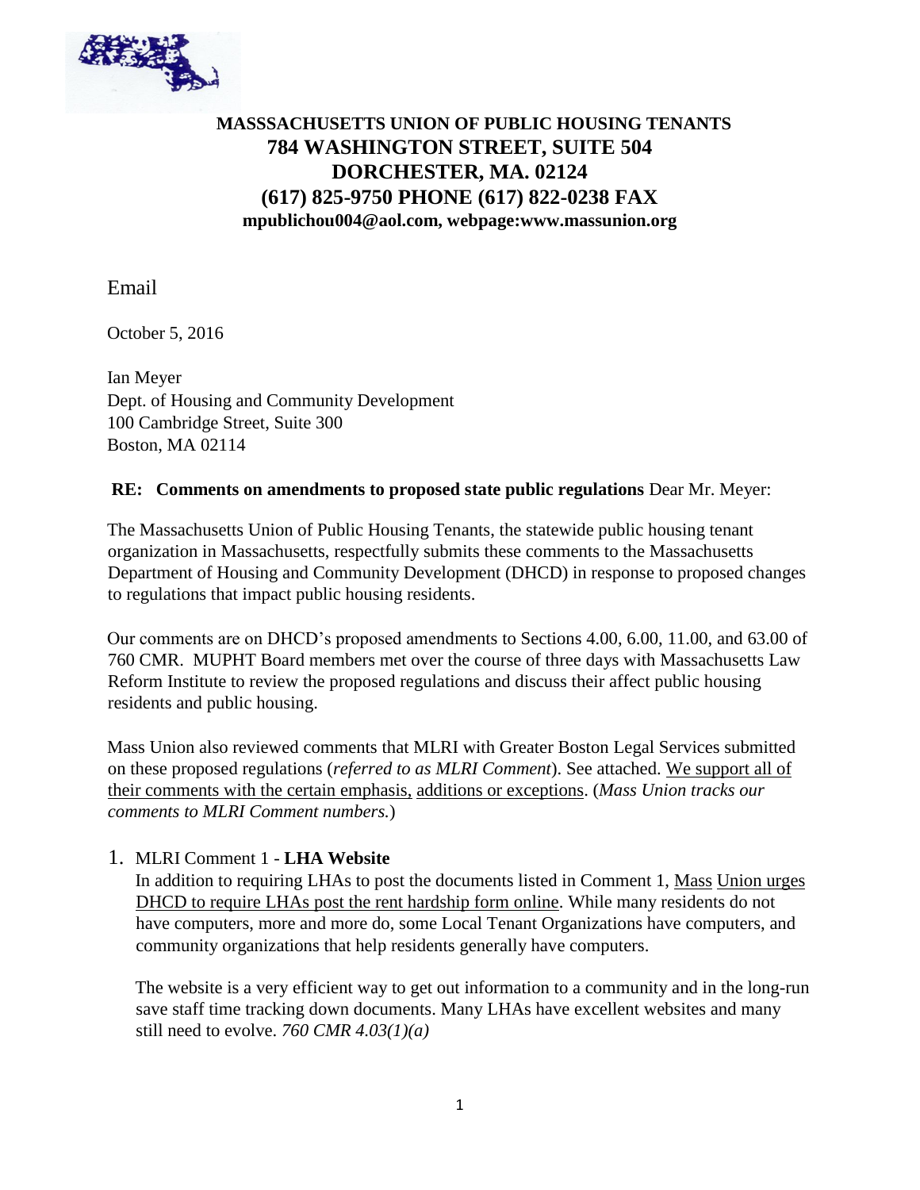**MASSSACHUSETTS UNION OF PUBLIC HOUSING TENANTS**
**784 WASHINGTON STREET, SUITE 504**
**DORCHESTER, MA. 02124**
**(617) 825-9750 PHONE (617) 822-0238 FAX**
**mpublichou004@aol.com, webpage:www.massunion.org**

Email

October 5, 2016

Ian Meyer
Dept. of Housing and Community Development
100 Cambridge Street, Suite 300
Boston, MA 02114

**RE: Comments on amendments to proposed state public regulations** Dear Mr. Meyer:

The Massachusetts Union of Public Housing Tenants, the statewide public housing tenant organization in Massachusetts, respectfully submits these comments to the Massachusetts Department of Housing and Community Development (DHCD) in response to proposed changes to regulations that impact public housing residents.

Our comments are on DHCD's proposed amendments to Sections 4.00, 6.00, 11.00, and 63.00 of 760 CMR. MUPHT Board members met over the course of three days with Massachusetts Law Reform Institute to review the proposed regulations and discuss their affect public housing residents and public housing.

Mass Union also reviewed comments that MLRI with Greater Boston Legal Services submitted on these proposed regulations (*referred to as MLRI Comment*). See attached. <u>We support all of their comments with the certain emphasis, additions or exceptions</u>. (*Mass Union tracks our comments to MLRI Comment numbers.*)

1. MLRI Comment 1 - **LHA Website**

   In addition to requiring LHAs to post the documents listed in Comment 1, <u>Mass Union urges DHCD to require LHAs post the rent hardship form online</u>. While many residents do not have computers, more and more do, some Local Tenant Organizations have computers, and community organizations that help residents generally have computers.

   The website is a very efficient way to get out information to a community and in the long-run save staff time tracking down documents. Many LHAs have excellent websites and many still need to evolve. *760 CMR 4.03(1)(a)*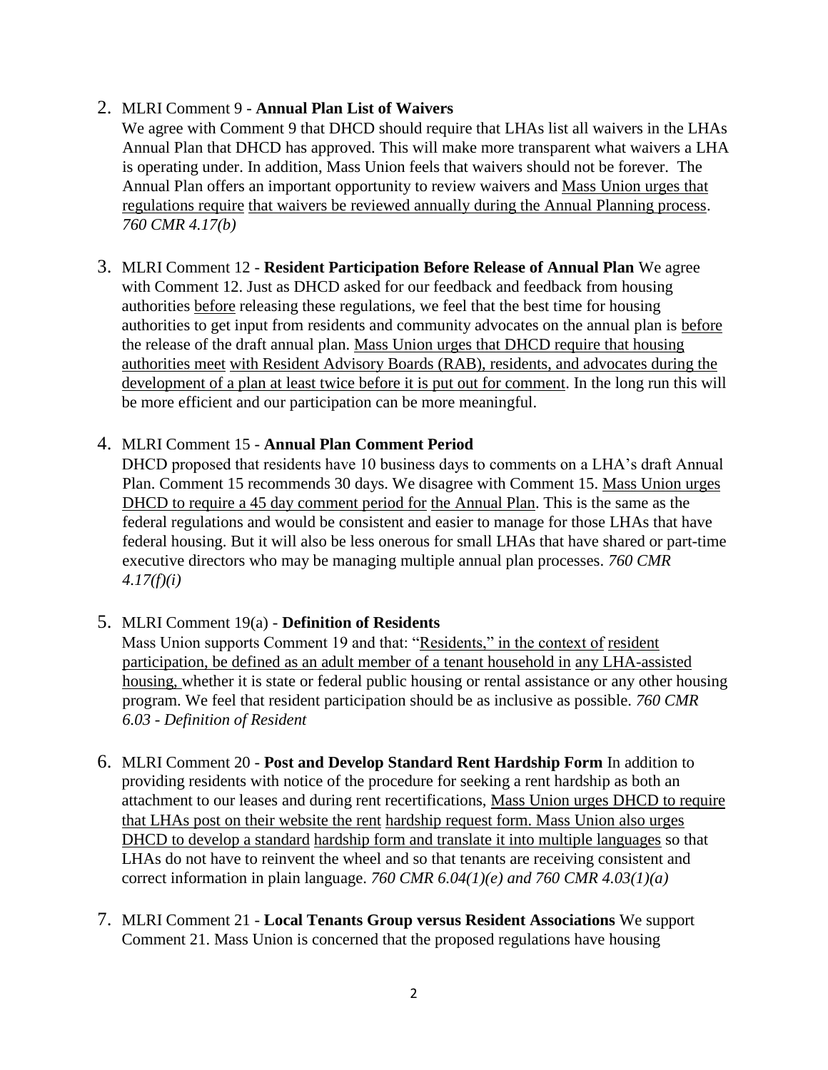2. MLRI Comment 9 - **Annual Plan List of Waivers**
   We agree with Comment 9 that DHCD should require that LHAs list all waivers in the LHAs Annual Plan that DHCD has approved. This will make more transparent what waivers a LHA is operating under. In addition, Mass Union feels that waivers should not be forever. The Annual Plan offers an important opportunity to review waivers and <u>Mass Union urges that regulations require that waivers be reviewed annually during the Annual Planning process</u>. *760 CMR 4.17(b)*

3. MLRI Comment 12 - **Resident Participation Before Release of Annual Plan** We agree with Comment 12. Just as DHCD asked for our feedback and feedback from housing authorities <u>before</u> releasing these regulations, we feel that the best time for housing authorities to get input from residents and community advocates on the annual plan is <u>before</u> the release of the draft annual plan. <u>Mass Union urges that DHCD require that housing authorities meet with Resident Advisory Boards (RAB), residents, and advocates during the development of a plan at least twice before it is put out for comment</u>. In the long run this will be more efficient and our participation can be more meaningful.

4. MLRI Comment 15 - **Annual Plan Comment Period**
   DHCD proposed that residents have 10 business days to comments on a LHA's draft Annual Plan. Comment 15 recommends 30 days. We disagree with Comment 15. <u>Mass Union urges DHCD to require a 45 day comment period for the Annual Plan</u>. This is the same as the federal regulations and would be consistent and easier to manage for those LHAs that have federal housing. But it will also be less onerous for small LHAs that have shared or part-time executive directors who may be managing multiple annual plan processes. *760 CMR 4.17(f)(i)*

5. MLRI Comment 19(a) - **Definition of Residents**
   Mass Union supports Comment 19 and that: "<u>Residents," in the context of resident participation, be defined as an adult member of a tenant household in any LHA-assisted housing,</u> whether it is state or federal public housing or rental assistance or any other housing program. We feel that resident participation should be as inclusive as possible. *760 CMR 6.03 - Definition of Resident*

6. MLRI Comment 20 - **Post and Develop Standard Rent Hardship Form** In addition to providing residents with notice of the procedure for seeking a rent hardship as both an attachment to our leases and during rent recertifications, <u>Mass Union urges DHCD to require that LHAs post on their website the rent hardship request form. Mass Union also urges DHCD to develop a standard hardship form and translate it into multiple languages</u> so that LHAs do not have to reinvent the wheel and so that tenants are receiving consistent and correct information in plain language. *760 CMR 6.04(1)(e) and 760 CMR 4.03(1)(a)*

7. MLRI Comment 21 - **Local Tenants Group versus Resident Associations** We support Comment 21. Mass Union is concerned that the proposed regulations have housing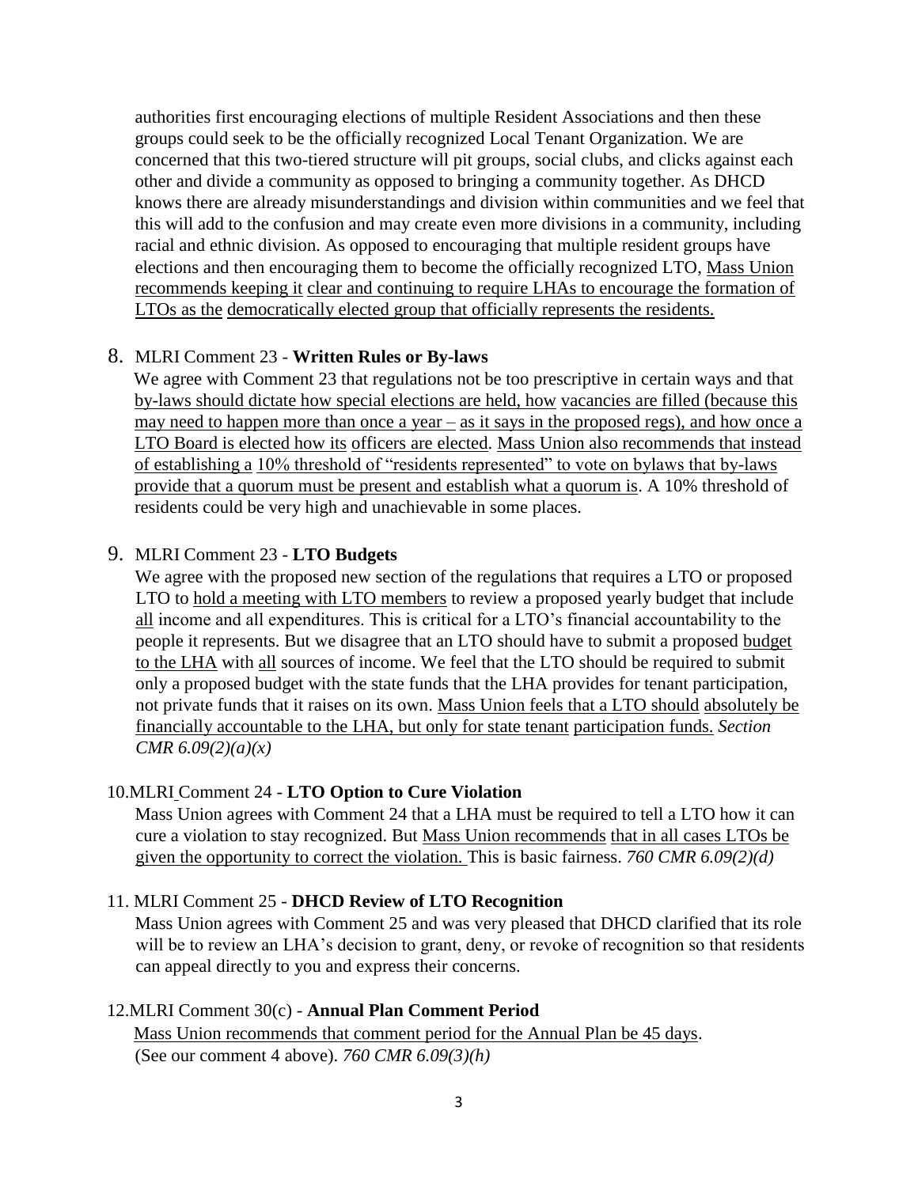authorities first encouraging elections of multiple Resident Associations and then these groups could seek to be the officially recognized Local Tenant Organization. We are concerned that this two-tiered structure will pit groups, social clubs, and clicks against each other and divide a community as opposed to bringing a community together. As DHCD knows there are already misunderstandings and division within communities and we feel that this will add to the confusion and may create even more divisions in a community, including racial and ethnic division. As opposed to encouraging that multiple resident groups have elections and then encouraging them to become the officially recognized LTO, <u>Mass Union recommends keeping it clear and continuing to require LHAs to encourage the formation of LTOs as the democratically elected group that officially represents the residents.</u>

8. MLRI Comment 23 - **Written Rules or By-laws**
   We agree with Comment 23 that regulations not be too prescriptive in certain ways and that <u>by-laws should dictate how special elections are held, how vacancies are filled (because this may need to happen more than once a year – as it says in the proposed regs), and how once a LTO Board is elected how its officers are elected</u>. <u>Mass Union also recommends that instead of establishing a 10% threshold of "residents represented" to vote on bylaws that by-laws provide that a quorum must be present and establish what a quorum is</u>. A 10% threshold of residents could be very high and unachievable in some places.

9. MLRI Comment 23 - **LTO Budgets**
   We agree with the proposed new section of the regulations that requires a LTO or proposed LTO to <u>hold a meeting with LTO members</u> to review a proposed yearly budget that include <u>all</u> income and all expenditures. This is critical for a LTO's financial accountability to the people it represents. But we disagree that an LTO should have to submit a proposed <u>budget to the LHA</u> with <u>all</u> sources of income. We feel that the LTO should be required to submit only a proposed budget with the state funds that the LHA provides for tenant participation, not private funds that it raises on its own. <u>Mass Union feels that a LTO should absolutely be financially accountable to the LHA, but only for state tenant participation funds.</u> *Section CMR 6.09(2)(a)(x)*

10. MLRI Comment 24 - **LTO Option to Cure Violation**
    Mass Union agrees with Comment 24 that a LHA must be required to tell a LTO how it can cure a violation to stay recognized. But <u>Mass Union recommends that in all cases LTOs be given the opportunity to correct the violation.</u> This is basic fairness. *760 CMR 6.09(2)(d)*

11. MLRI Comment 25 - **DHCD Review of LTO Recognition**
    Mass Union agrees with Comment 25 and was very pleased that DHCD clarified that its role will be to review an LHA's decision to grant, deny, or revoke of recognition so that residents can appeal directly to you and express their concerns.

12. MLRI Comment 30(c) - **Annual Plan Comment Period**
    <u>Mass Union recommends that comment period for the Annual Plan be 45 days</u>. (See our comment 4 above). *760 CMR 6.09(3)(h)*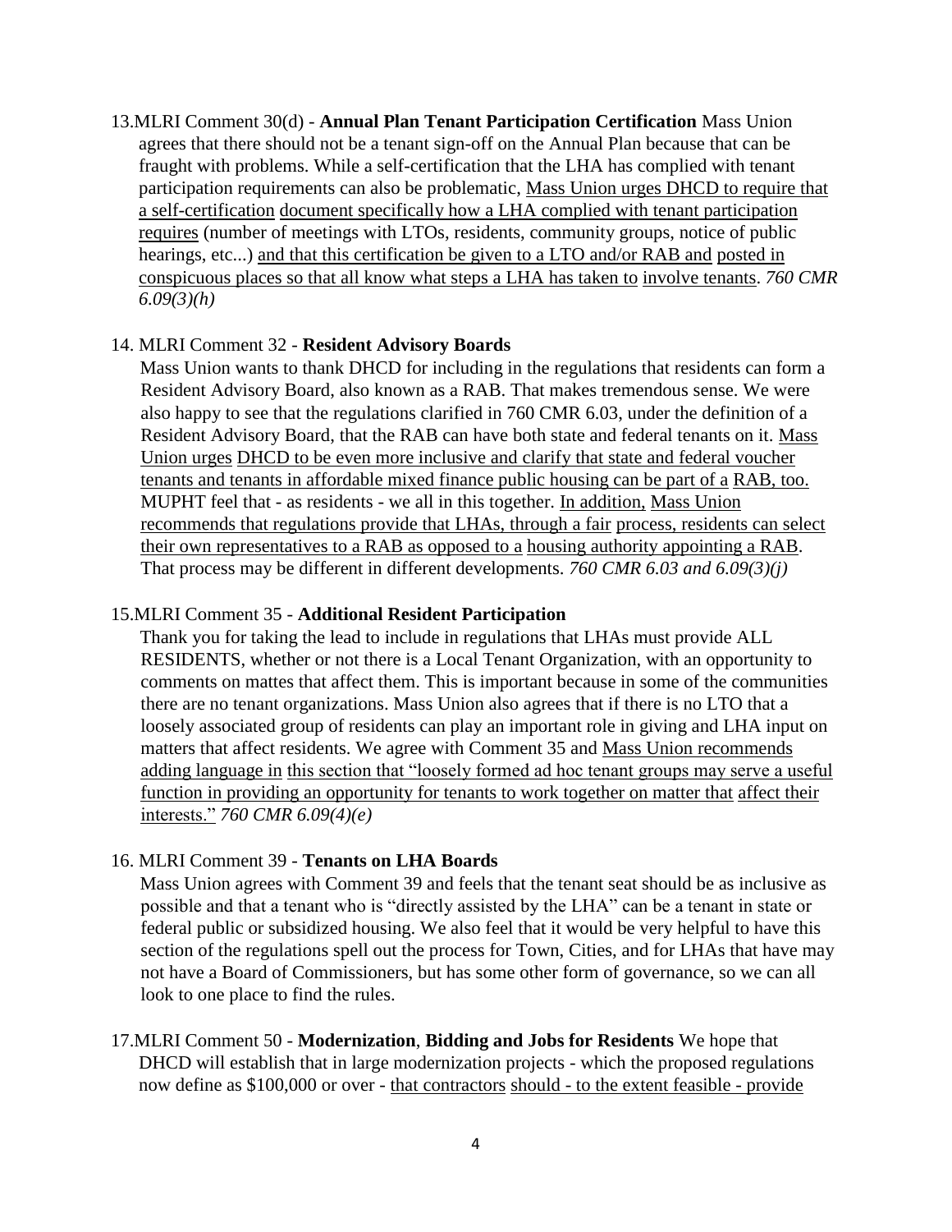13. MLRI Comment 30(d) - **Annual Plan Tenant Participation Certification** Mass Union agrees that there should not be a tenant sign-off on the Annual Plan because that can be fraught with problems. While a self-certification that the LHA has complied with tenant participation requirements can also be problematic, Mass Union urges DHCD to require that a self-certification document specifically how a LHA complied with tenant participation requires (number of meetings with LTOs, residents, community groups, notice of public hearings, etc...) and that this certification be given to a LTO and/or RAB and posted in conspicuous places so that all know what steps a LHA has taken to involve tenants. *760 CMR 6.09(3)(h)*

14. MLRI Comment 32 - **Resident Advisory Boards**
    Mass Union wants to thank DHCD for including in the regulations that residents can form a Resident Advisory Board, also known as a RAB. That makes tremendous sense. We were also happy to see that the regulations clarified in 760 CMR 6.03, under the definition of a Resident Advisory Board, that the RAB can have both state and federal tenants on it. Mass Union urges DHCD to be even more inclusive and clarify that state and federal voucher tenants and tenants in affordable mixed finance public housing can be part of a RAB, too. MUPHT feel that - as residents - we all in this together. In addition, Mass Union recommends that regulations provide that LHAs, through a fair process, residents can select their own representatives to a RAB as opposed to a housing authority appointing a RAB. That process may be different in different developments. *760 CMR 6.03 and 6.09(3)(j)*

15. MLRI Comment 35 - **Additional Resident Participation**
    Thank you for taking the lead to include in regulations that LHAs must provide ALL RESIDENTS, whether or not there is a Local Tenant Organization, with an opportunity to comments on mattes that affect them. This is important because in some of the communities there are no tenant organizations. Mass Union also agrees that if there is no LTO that a loosely associated group of residents can play an important role in giving and LHA input on matters that affect residents. We agree with Comment 35 and Mass Union recommends adding language in this section that "loosely formed ad hoc tenant groups may serve a useful function in providing an opportunity for tenants to work together on matter that affect their interests." *760 CMR 6.09(4)(e)*

16. MLRI Comment 39 - **Tenants on LHA Boards**
    Mass Union agrees with Comment 39 and feels that the tenant seat should be as inclusive as possible and that a tenant who is "directly assisted by the LHA" can be a tenant in state or federal public or subsidized housing. We also feel that it would be very helpful to have this section of the regulations spell out the process for Town, Cities, and for LHAs that have may not have a Board of Commissioners, but has some other form of governance, so we can all look to one place to find the rules.

17. MLRI Comment 50 - **Modernization**, **Bidding and Jobs for Residents** We hope that DHCD will establish that in large modernization projects - which the proposed regulations now define as $100,000 or over - that contractors should - to the extent feasible - provide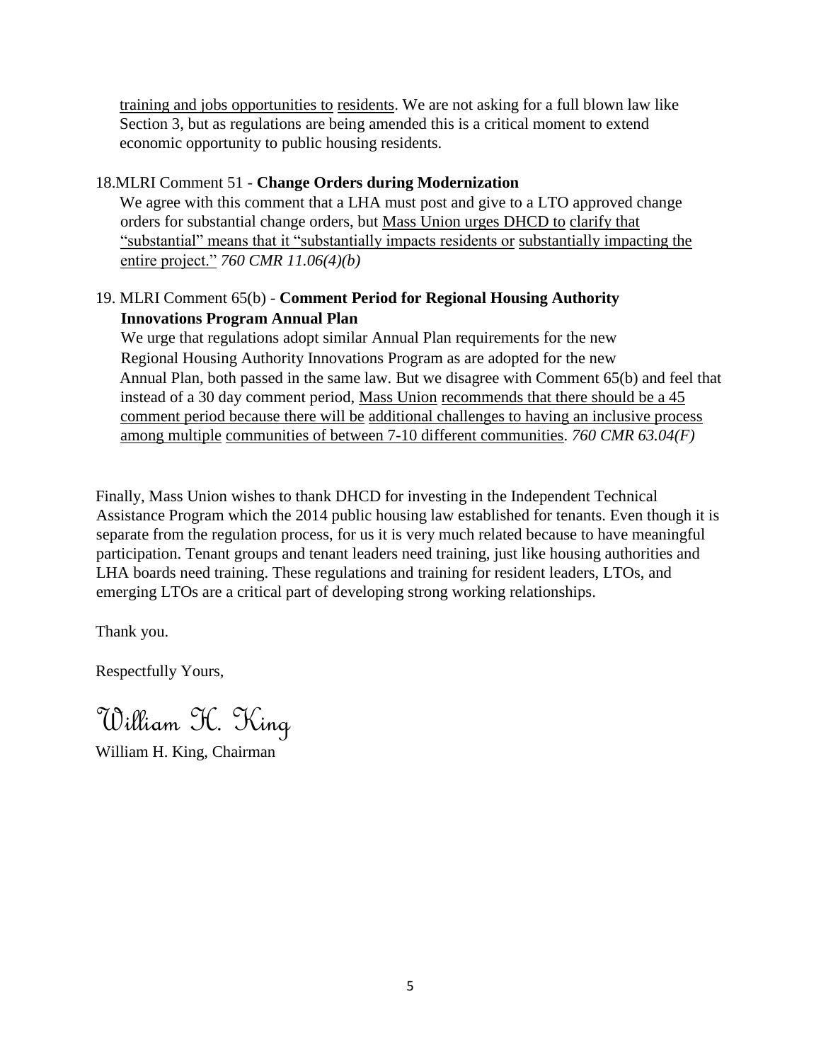training and jobs opportunities to residents. We are not asking for a full blown law like Section 3, but as regulations are being amended this is a critical moment to extend economic opportunity to public housing residents.

18. MLRI Comment 51 - **Change Orders during Modernization**

We agree with this comment that a LHA must post and give to a LTO approved change orders for substantial change orders, but Mass Union urges DHCD to clarify that "substantial" means that it "substantially impacts residents or substantially impacting the entire project." *760 CMR 11.06(4)(b)*

19. MLRI Comment 65(b) - **Comment Period for Regional Housing Authority Innovations Program Annual Plan**

We urge that regulations adopt similar Annual Plan requirements for the new Regional Housing Authority Innovations Program as are adopted for the new Annual Plan, both passed in the same law. But we disagree with Comment 65(b) and feel that instead of a 30 day comment period, Mass Union recommends that there should be a 45 comment period because there will be additional challenges to having an inclusive process among multiple communities of between 7-10 different communities. *760 CMR 63.04(F)*

Finally, Mass Union wishes to thank DHCD for investing in the Independent Technical Assistance Program which the 2014 public housing law established for tenants. Even though it is separate from the regulation process, for us it is very much related because to have meaningful participation. Tenant groups and tenant leaders need training, just like housing authorities and LHA boards need training. These regulations and training for resident leaders, LTOs, and emerging LTOs are a critical part of developing strong working relationships.

Thank you.

Respectfully Yours,

William H. King

William H. King, Chairman